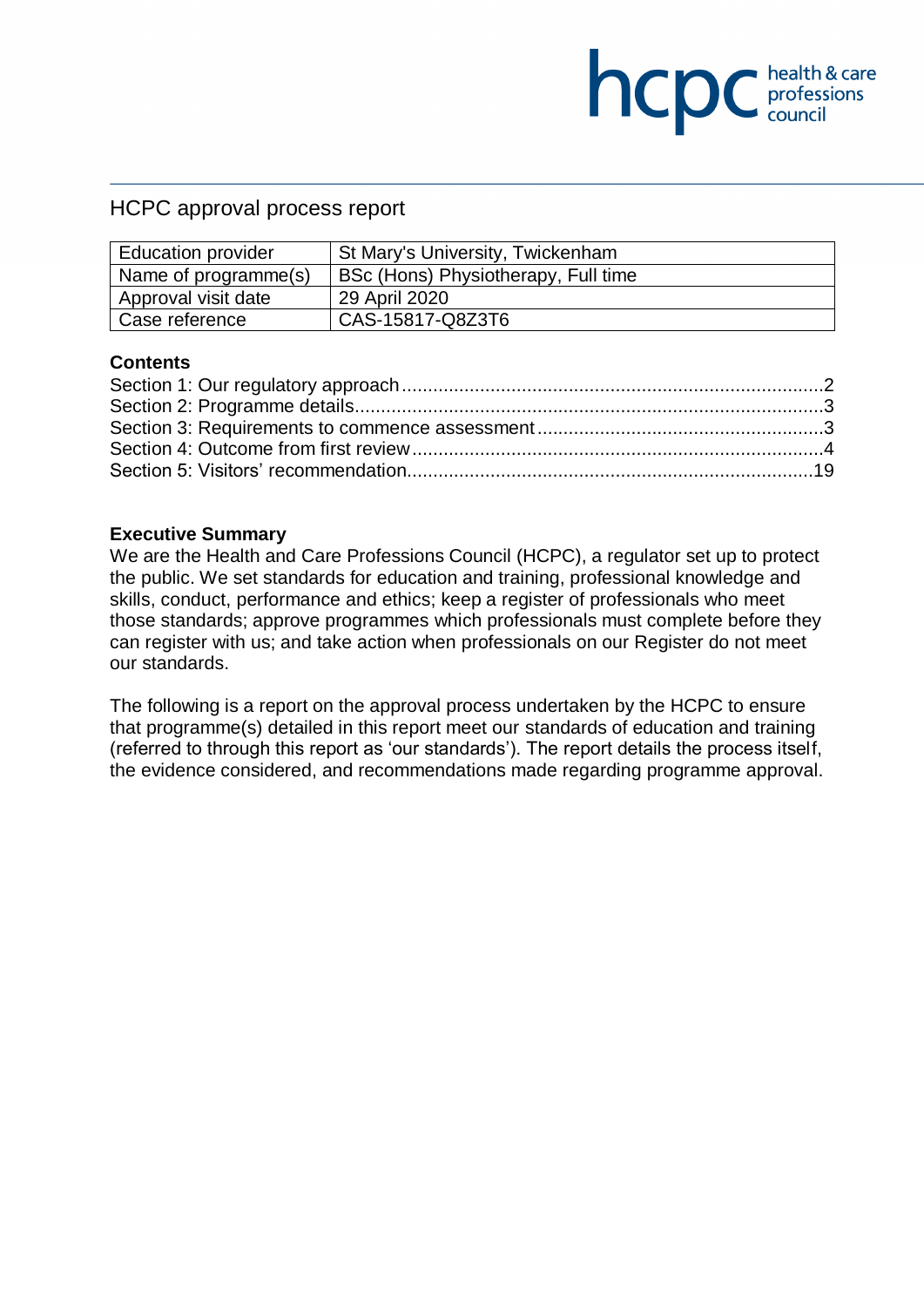# HCPC approval process report

| Education provider | St Mary's University, Twickenham |
| --- | --- |
| Name of programme(s) | BSc (Hons) Physiotherapy, Full time |
| Approval visit date | 29 April 2020 |
| Case reference | CAS-15817-Q8Z3T6 |

## Contents

Section 1: Our regulatory approach ........ 2
Section 2: Programme details ........ 3
Section 3: Requirements to commence assessment ........ 3
Section 4: Outcome from first review ........ 4
Section 5: Visitors' recommendation ........ 19

## Executive Summary

We are the Health and Care Professions Council (HCPC), a regulator set up to protect the public. We set standards for education and training, professional knowledge and skills, conduct, performance and ethics; keep a register of professionals who meet those standards; approve programmes which professionals must complete before they can register with us; and take action when professionals on our Register do not meet our standards.

The following is a report on the approval process undertaken by the HCPC to ensure that programme(s) detailed in this report meet our standards of education and training (referred to through this report as 'our standards'). The report details the process itself, the evidence considered, and recommendations made regarding programme approval.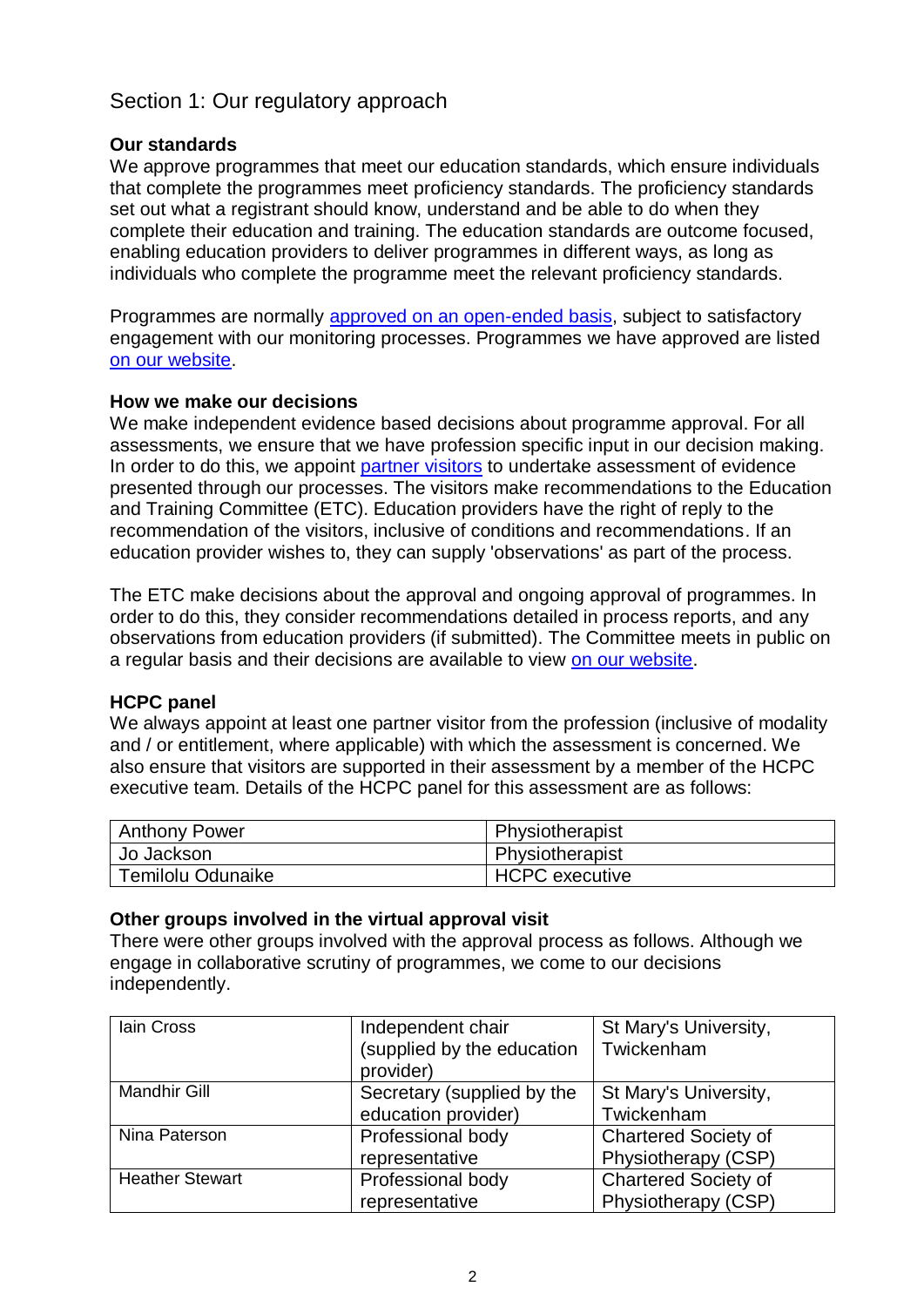## Section 1: Our regulatory approach

### Our standards

We approve programmes that meet our education standards, which ensure individuals that complete the programmes meet proficiency standards. The proficiency standards set out what a registrant should know, understand and be able to do when they complete their education and training. The education standards are outcome focused, enabling education providers to deliver programmes in different ways, as long as individuals who complete the programme meet the relevant proficiency standards.

Programmes are normally approved on an open-ended basis, subject to satisfactory engagement with our monitoring processes. Programmes we have approved are listed on our website.

### How we make our decisions

We make independent evidence based decisions about programme approval. For all assessments, we ensure that we have profession specific input in our decision making. In order to do this, we appoint partner visitors to undertake assessment of evidence presented through our processes. The visitors make recommendations to the Education and Training Committee (ETC). Education providers have the right of reply to the recommendation of the visitors, inclusive of conditions and recommendations. If an education provider wishes to, they can supply 'observations' as part of the process.

The ETC make decisions about the approval and ongoing approval of programmes. In order to do this, they consider recommendations detailed in process reports, and any observations from education providers (if submitted). The Committee meets in public on a regular basis and their decisions are available to view on our website.

### HCPC panel

We always appoint at least one partner visitor from the profession (inclusive of modality and / or entitlement, where applicable) with which the assessment is concerned. We also ensure that visitors are supported in their assessment by a member of the HCPC executive team. Details of the HCPC panel for this assessment are as follows:

| | |
|---|---|
| Anthony Power | Physiotherapist |
| Jo Jackson | Physiotherapist |
| Temilolu Odunaike | HCPC executive |

### Other groups involved in the virtual approval visit

There were other groups involved with the approval process as follows. Although we engage in collaborative scrutiny of programmes, we come to our decisions independently.

| | | |
|---|---|---|
| Iain Cross | Independent chair (supplied by the education provider) | St Mary's University, Twickenham |
| Mandhir Gill | Secretary (supplied by the education provider) | St Mary's University, Twickenham |
| Nina Paterson | Professional body representative | Chartered Society of Physiotherapy (CSP) |
| Heather Stewart | Professional body representative | Chartered Society of Physiotherapy (CSP) |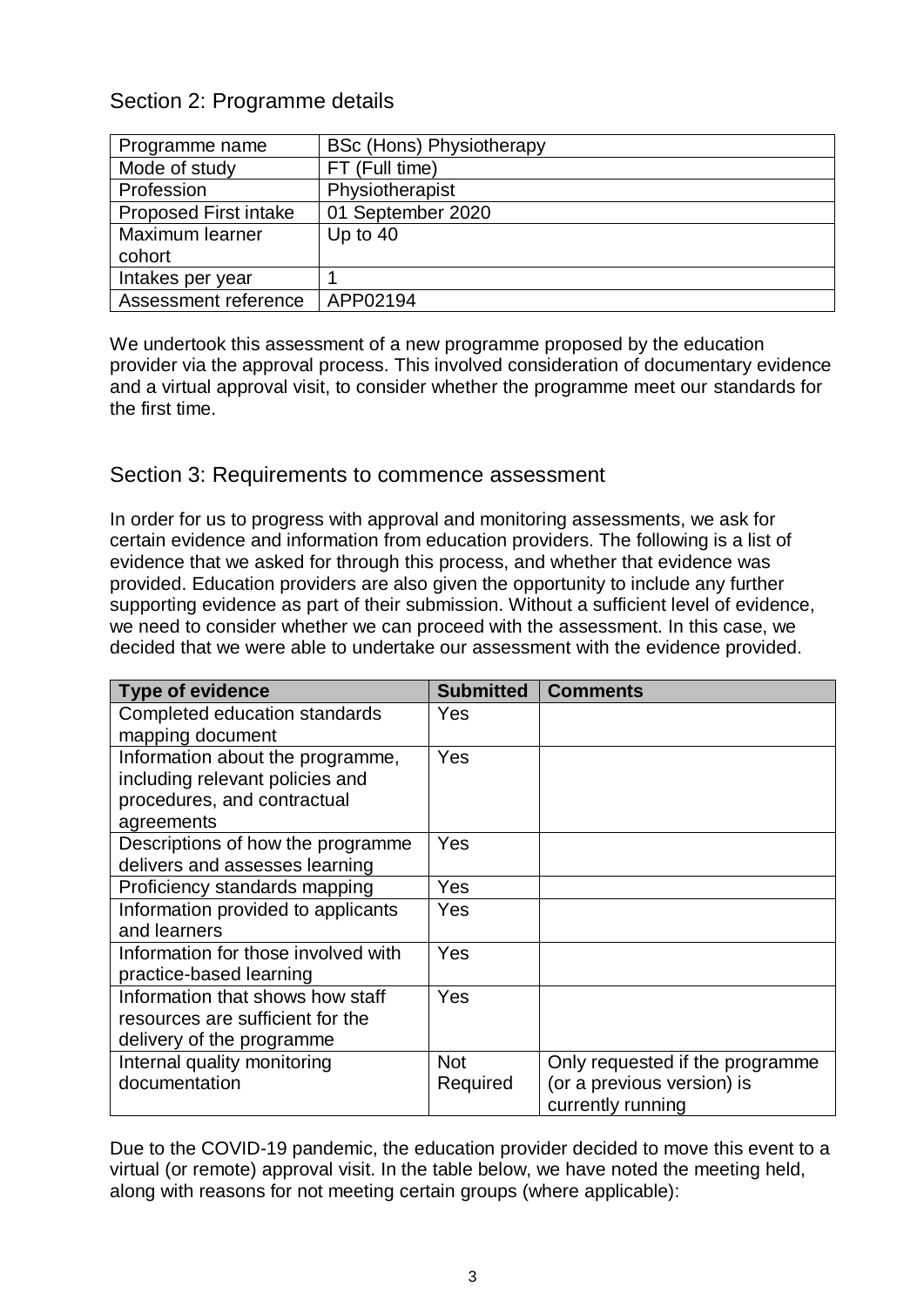## Section 2: Programme details

| Programme name | BSc (Hons) Physiotherapy |
|---|---|
| Mode of study | FT (Full time) |
| Profession | Physiotherapist |
| Proposed First intake | 01 September 2020 |
| Maximum learner cohort | Up to 40 |
| Intakes per year | 1 |
| Assessment reference | APP02194 |

We undertook this assessment of a new programme proposed by the education provider via the approval process. This involved consideration of documentary evidence and a virtual approval visit, to consider whether the programme meet our standards for the first time.

## Section 3: Requirements to commence assessment

In order for us to progress with approval and monitoring assessments, we ask for certain evidence and information from education providers. The following is a list of evidence that we asked for through this process, and whether that evidence was provided. Education providers are also given the opportunity to include any further supporting evidence as part of their submission. Without a sufficient level of evidence, we need to consider whether we can proceed with the assessment. In this case, we decided that we were able to undertake our assessment with the evidence provided.

| Type of evidence | Submitted | Comments |
|---|---|---|
| Completed education standards mapping document | Yes | |
| Information about the programme, including relevant policies and procedures, and contractual agreements | Yes | |
| Descriptions of how the programme delivers and assesses learning | Yes | |
| Proficiency standards mapping | Yes | |
| Information provided to applicants and learners | Yes | |
| Information for those involved with practice-based learning | Yes | |
| Information that shows how staff resources are sufficient for the delivery of the programme | Yes | |
| Internal quality monitoring documentation | Not Required | Only requested if the programme (or a previous version) is currently running |

Due to the COVID-19 pandemic, the education provider decided to move this event to a virtual (or remote) approval visit. In the table below, we have noted the meeting held, along with reasons for not meeting certain groups (where applicable):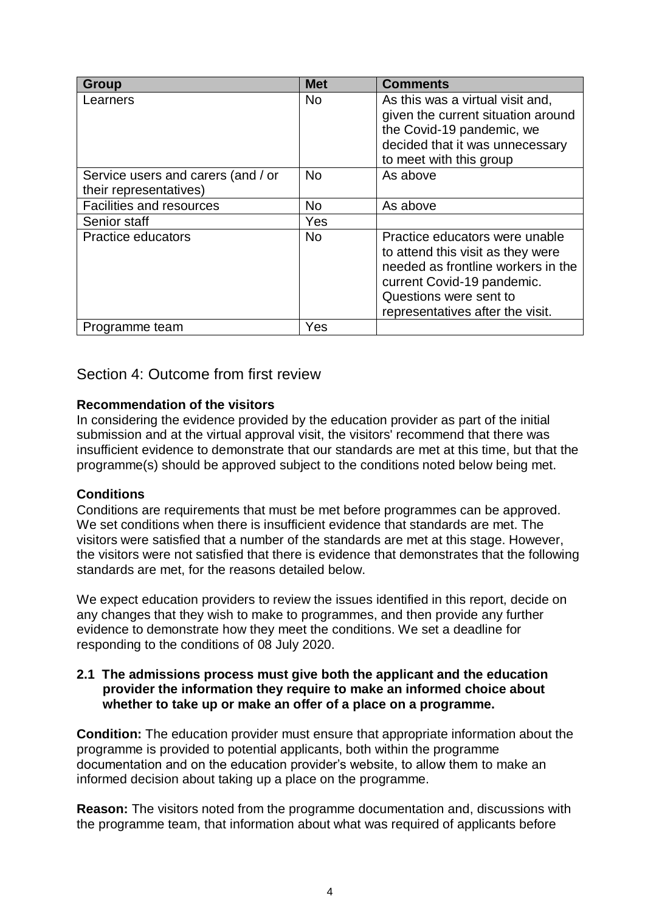| Group | Met | Comments |
| --- | --- | --- |
| Learners | No | As this was a virtual visit and, given the current situation around the Covid-19 pandemic, we decided that it was unnecessary to meet with this group |
| Service users and carers (and / or their representatives) | No | As above |
| Facilities and resources | No | As above |
| Senior staff | Yes | |
| Practice educators | No | Practice educators were unable to attend this visit as they were needed as frontline workers in the current Covid-19 pandemic. Questions were sent to representatives after the visit. |
| Programme team | Yes | |

## Section 4: Outcome from first review

**Recommendation of the visitors**

In considering the evidence provided by the education provider as part of the initial submission and at the virtual approval visit, the visitors' recommend that there was insufficient evidence to demonstrate that our standards are met at this time, but that the programme(s) should be approved subject to the conditions noted below being met.

**Conditions**

Conditions are requirements that must be met before programmes can be approved. We set conditions when there is insufficient evidence that standards are met. The visitors were satisfied that a number of the standards are met at this stage. However, the visitors were not satisfied that there is evidence that demonstrates that the following standards are met, for the reasons detailed below.

We expect education providers to review the issues identified in this report, decide on any changes that they wish to make to programmes, and then provide any further evidence to demonstrate how they meet the conditions. We set a deadline for responding to the conditions of 08 July 2020.

**2.1 The admissions process must give both the applicant and the education provider the information they require to make an informed choice about whether to take up or make an offer of a place on a programme.**

**Condition:** The education provider must ensure that appropriate information about the programme is provided to potential applicants, both within the programme documentation and on the education provider's website, to allow them to make an informed decision about taking up a place on the programme.

**Reason:** The visitors noted from the programme documentation and, discussions with the programme team, that information about what was required of applicants before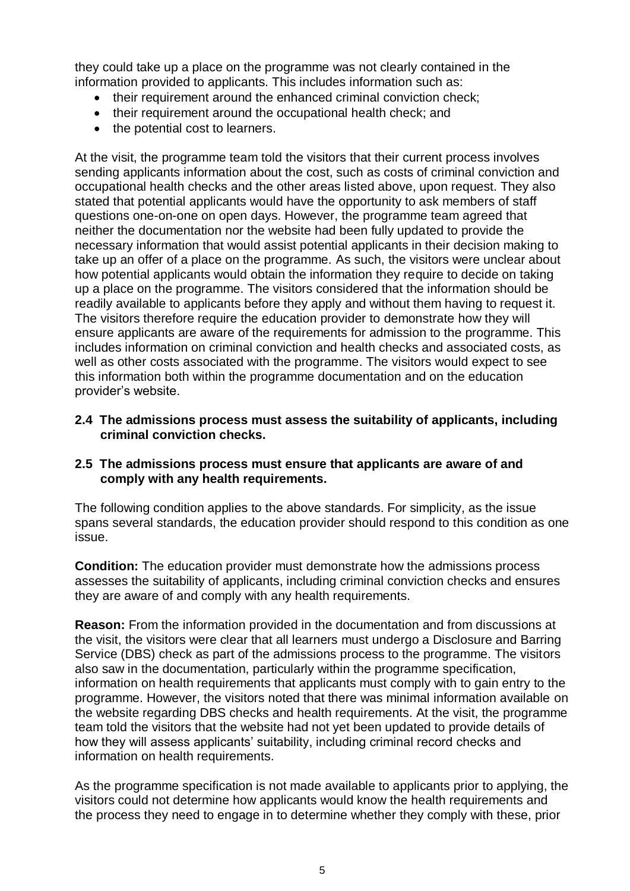they could take up a place on the programme was not clearly contained in the information provided to applicants. This includes information such as:

- their requirement around the enhanced criminal conviction check;
- their requirement around the occupational health check; and
- the potential cost to learners.

At the visit, the programme team told the visitors that their current process involves sending applicants information about the cost, such as costs of criminal conviction and occupational health checks and the other areas listed above, upon request. They also stated that potential applicants would have the opportunity to ask members of staff questions one-on-one on open days. However, the programme team agreed that neither the documentation nor the website had been fully updated to provide the necessary information that would assist potential applicants in their decision making to take up an offer of a place on the programme. As such, the visitors were unclear about how potential applicants would obtain the information they require to decide on taking up a place on the programme. The visitors considered that the information should be readily available to applicants before they apply and without them having to request it. The visitors therefore require the education provider to demonstrate how they will ensure applicants are aware of the requirements for admission to the programme. This includes information on criminal conviction and health checks and associated costs, as well as other costs associated with the programme. The visitors would expect to see this information both within the programme documentation and on the education provider's website.

**2.4 The admissions process must assess the suitability of applicants, including criminal conviction checks.**

**2.5 The admissions process must ensure that applicants are aware of and comply with any health requirements.**

The following condition applies to the above standards. For simplicity, as the issue spans several standards, the education provider should respond to this condition as one issue.

**Condition:** The education provider must demonstrate how the admissions process assesses the suitability of applicants, including criminal conviction checks and ensures they are aware of and comply with any health requirements.

**Reason:** From the information provided in the documentation and from discussions at the visit, the visitors were clear that all learners must undergo a Disclosure and Barring Service (DBS) check as part of the admissions process to the programme. The visitors also saw in the documentation, particularly within the programme specification, information on health requirements that applicants must comply with to gain entry to the programme. However, the visitors noted that there was minimal information available on the website regarding DBS checks and health requirements. At the visit, the programme team told the visitors that the website had not yet been updated to provide details of how they will assess applicants' suitability, including criminal record checks and information on health requirements.

As the programme specification is not made available to applicants prior to applying, the visitors could not determine how applicants would know the health requirements and the process they need to engage in to determine whether they comply with these, prior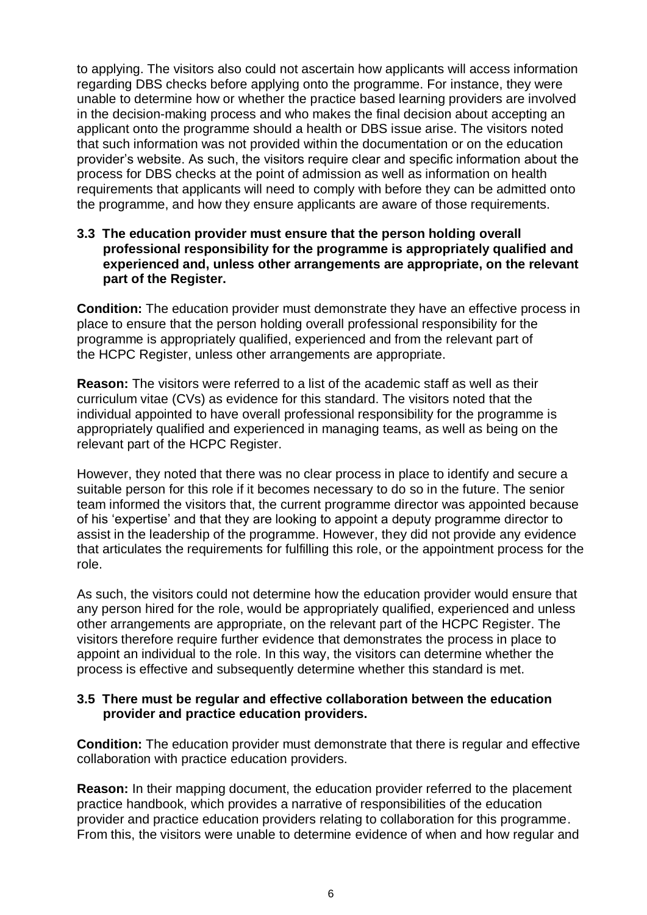to applying. The visitors also could not ascertain how applicants will access information regarding DBS checks before applying onto the programme. For instance, they were unable to determine how or whether the practice based learning providers are involved in the decision-making process and who makes the final decision about accepting an applicant onto the programme should a health or DBS issue arise. The visitors noted that such information was not provided within the documentation or on the education provider's website. As such, the visitors require clear and specific information about the process for DBS checks at the point of admission as well as information on health requirements that applicants will need to comply with before they can be admitted onto the programme, and how they ensure applicants are aware of those requirements.

**3.3 The education provider must ensure that the person holding overall professional responsibility for the programme is appropriately qualified and experienced and, unless other arrangements are appropriate, on the relevant part of the Register.**

**Condition:** The education provider must demonstrate they have an effective process in place to ensure that the person holding overall professional responsibility for the programme is appropriately qualified, experienced and from the relevant part of the HCPC Register, unless other arrangements are appropriate.

**Reason:** The visitors were referred to a list of the academic staff as well as their curriculum vitae (CVs) as evidence for this standard. The visitors noted that the individual appointed to have overall professional responsibility for the programme is appropriately qualified and experienced in managing teams, as well as being on the relevant part of the HCPC Register.

However, they noted that there was no clear process in place to identify and secure a suitable person for this role if it becomes necessary to do so in the future. The senior team informed the visitors that, the current programme director was appointed because of his 'expertise' and that they are looking to appoint a deputy programme director to assist in the leadership of the programme. However, they did not provide any evidence that articulates the requirements for fulfilling this role, or the appointment process for the role.

As such, the visitors could not determine how the education provider would ensure that any person hired for the role, would be appropriately qualified, experienced and unless other arrangements are appropriate, on the relevant part of the HCPC Register. The visitors therefore require further evidence that demonstrates the process in place to appoint an individual to the role. In this way, the visitors can determine whether the process is effective and subsequently determine whether this standard is met.

**3.5 There must be regular and effective collaboration between the education provider and practice education providers.**

**Condition:** The education provider must demonstrate that there is regular and effective collaboration with practice education providers.

**Reason:** In their mapping document, the education provider referred to the placement practice handbook, which provides a narrative of responsibilities of the education provider and practice education providers relating to collaboration for this programme. From this, the visitors were unable to determine evidence of when and how regular and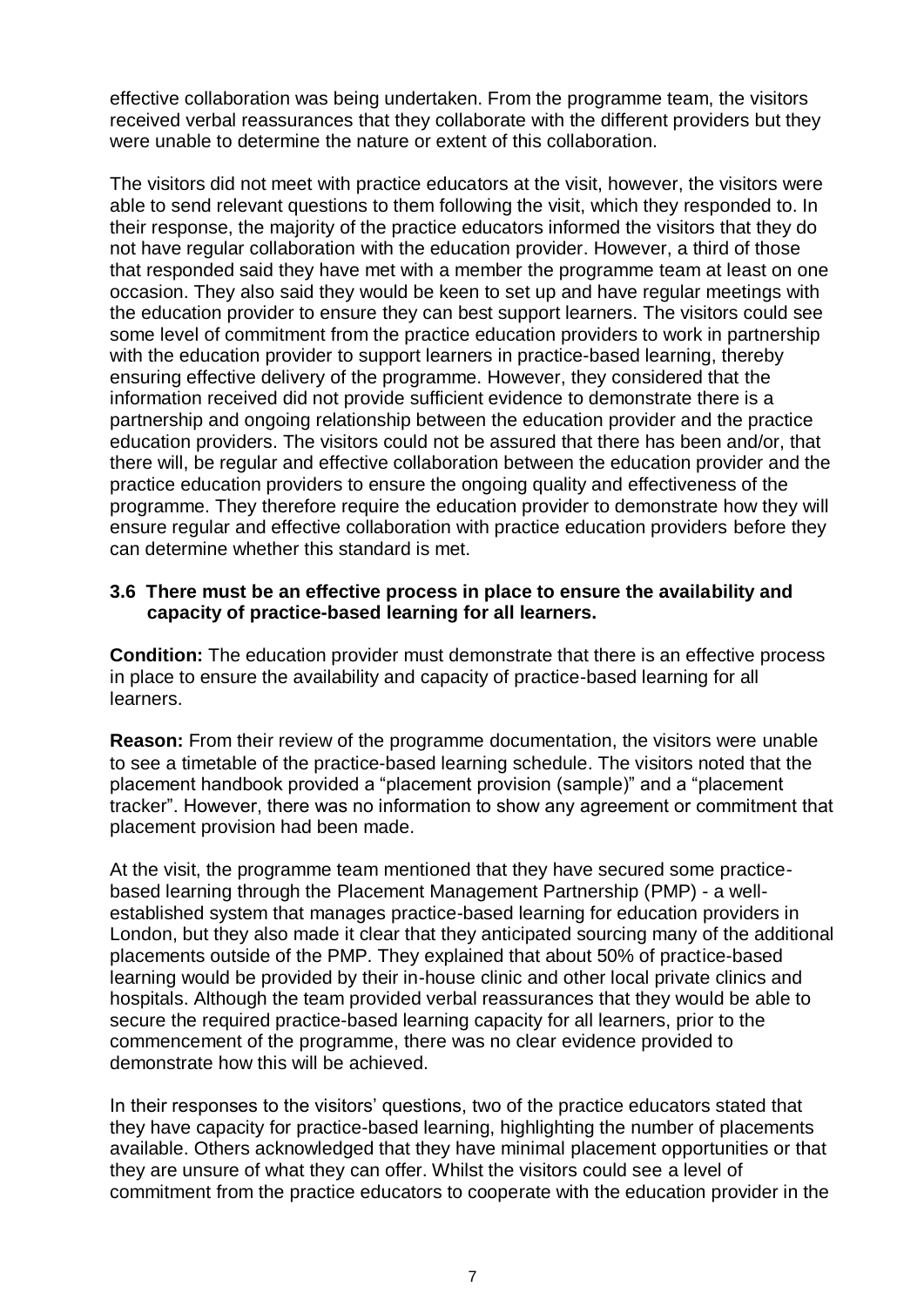effective collaboration was being undertaken. From the programme team, the visitors received verbal reassurances that they collaborate with the different providers but they were unable to determine the nature or extent of this collaboration.

The visitors did not meet with practice educators at the visit, however, the visitors were able to send relevant questions to them following the visit, which they responded to. In their response, the majority of the practice educators informed the visitors that they do not have regular collaboration with the education provider. However, a third of those that responded said they have met with a member the programme team at least on one occasion. They also said they would be keen to set up and have regular meetings with the education provider to ensure they can best support learners. The visitors could see some level of commitment from the practice education providers to work in partnership with the education provider to support learners in practice-based learning, thereby ensuring effective delivery of the programme. However, they considered that the information received did not provide sufficient evidence to demonstrate there is a partnership and ongoing relationship between the education provider and the practice education providers. The visitors could not be assured that there has been and/or, that there will, be regular and effective collaboration between the education provider and the practice education providers to ensure the ongoing quality and effectiveness of the programme. They therefore require the education provider to demonstrate how they will ensure regular and effective collaboration with practice education providers before they can determine whether this standard is met.

**3.6 There must be an effective process in place to ensure the availability and capacity of practice-based learning for all learners.**

**Condition:** The education provider must demonstrate that there is an effective process in place to ensure the availability and capacity of practice-based learning for all learners.

**Reason:** From their review of the programme documentation, the visitors were unable to see a timetable of the practice-based learning schedule. The visitors noted that the placement handbook provided a "placement provision (sample)" and a "placement tracker". However, there was no information to show any agreement or commitment that placement provision had been made.

At the visit, the programme team mentioned that they have secured some practice-based learning through the Placement Management Partnership (PMP) - a well-established system that manages practice-based learning for education providers in London, but they also made it clear that they anticipated sourcing many of the additional placements outside of the PMP. They explained that about 50% of practice-based learning would be provided by their in-house clinic and other local private clinics and hospitals. Although the team provided verbal reassurances that they would be able to secure the required practice-based learning capacity for all learners, prior to the commencement of the programme, there was no clear evidence provided to demonstrate how this will be achieved.

In their responses to the visitors' questions, two of the practice educators stated that they have capacity for practice-based learning, highlighting the number of placements available. Others acknowledged that they have minimal placement opportunities or that they are unsure of what they can offer. Whilst the visitors could see a level of commitment from the practice educators to cooperate with the education provider in the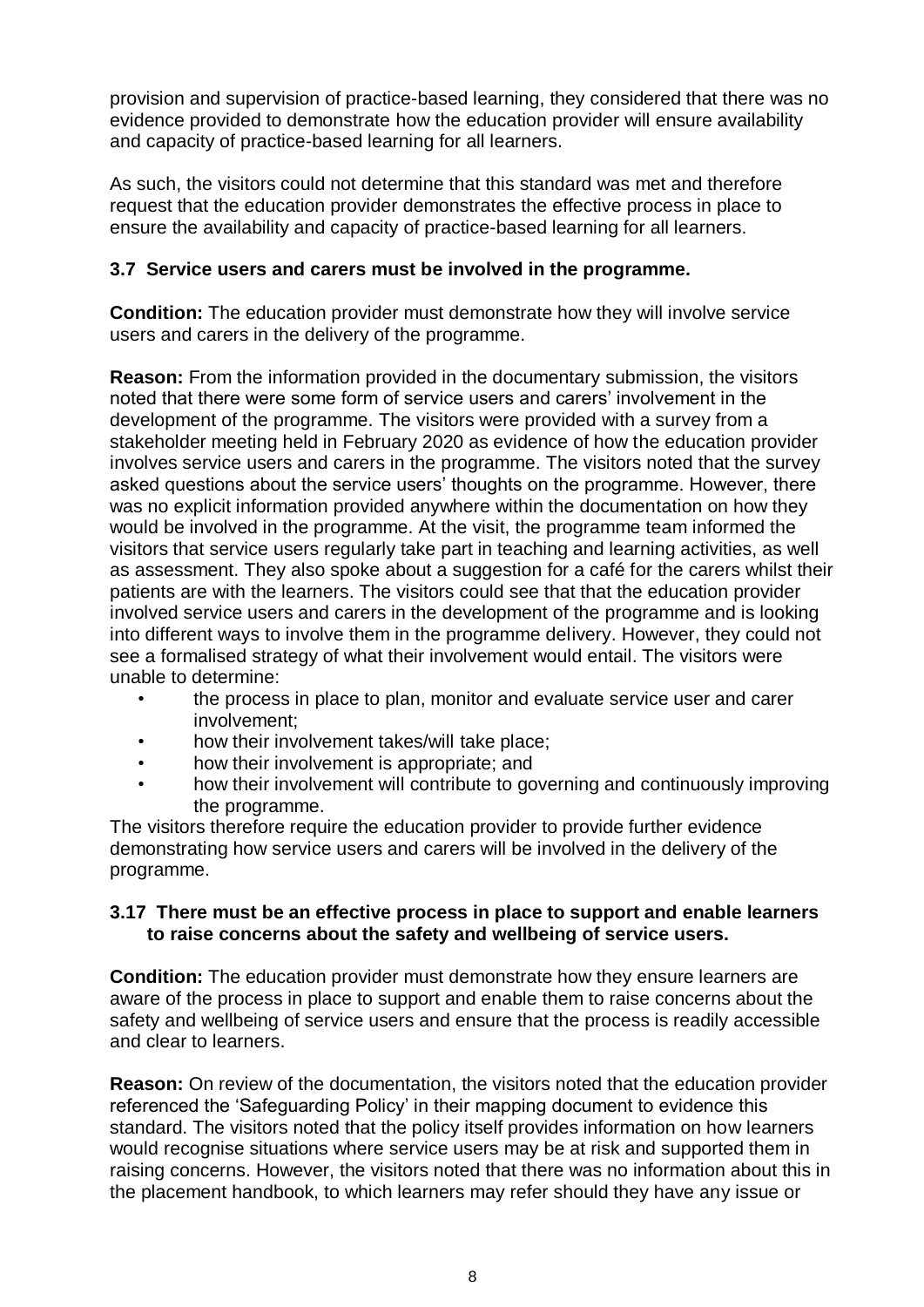provision and supervision of practice-based learning, they considered that there was no evidence provided to demonstrate how the education provider will ensure availability and capacity of practice-based learning for all learners.

As such, the visitors could not determine that this standard was met and therefore request that the education provider demonstrates the effective process in place to ensure the availability and capacity of practice-based learning for all learners.

**3.7 Service users and carers must be involved in the programme.**

**Condition:** The education provider must demonstrate how they will involve service users and carers in the delivery of the programme.

**Reason:** From the information provided in the documentary submission, the visitors noted that there were some form of service users and carers' involvement in the development of the programme. The visitors were provided with a survey from a stakeholder meeting held in February 2020 as evidence of how the education provider involves service users and carers in the programme. The visitors noted that the survey asked questions about the service users' thoughts on the programme. However, there was no explicit information provided anywhere within the documentation on how they would be involved in the programme. At the visit, the programme team informed the visitors that service users regularly take part in teaching and learning activities, as well as assessment. They also spoke about a suggestion for a café for the carers whilst their patients are with the learners. The visitors could see that that the education provider involved service users and carers in the development of the programme and is looking into different ways to involve them in the programme delivery. However, they could not see a formalised strategy of what their involvement would entail. The visitors were unable to determine:

- the process in place to plan, monitor and evaluate service user and carer involvement;
- how their involvement takes/will take place;
- how their involvement is appropriate; and
- how their involvement will contribute to governing and continuously improving the programme.

The visitors therefore require the education provider to provide further evidence demonstrating how service users and carers will be involved in the delivery of the programme.

**3.17 There must be an effective process in place to support and enable learners to raise concerns about the safety and wellbeing of service users.**

**Condition:** The education provider must demonstrate how they ensure learners are aware of the process in place to support and enable them to raise concerns about the safety and wellbeing of service users and ensure that the process is readily accessible and clear to learners.

**Reason:** On review of the documentation, the visitors noted that the education provider referenced the 'Safeguarding Policy' in their mapping document to evidence this standard. The visitors noted that the policy itself provides information on how learners would recognise situations where service users may be at risk and supported them in raising concerns. However, the visitors noted that there was no information about this in the placement handbook, to which learners may refer should they have any issue or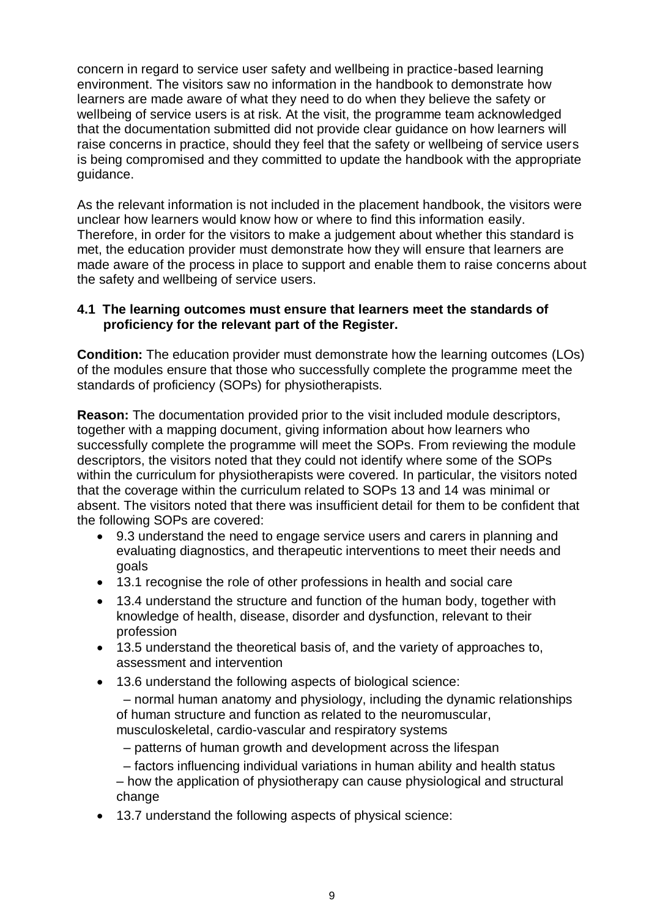concern in regard to service user safety and wellbeing in practice-based learning environment. The visitors saw no information in the handbook to demonstrate how learners are made aware of what they need to do when they believe the safety or wellbeing of service users is at risk. At the visit, the programme team acknowledged that the documentation submitted did not provide clear guidance on how learners will raise concerns in practice, should they feel that the safety or wellbeing of service users is being compromised and they committed to update the handbook with the appropriate guidance.

As the relevant information is not included in the placement handbook, the visitors were unclear how learners would know how or where to find this information easily. Therefore, in order for the visitors to make a judgement about whether this standard is met, the education provider must demonstrate how they will ensure that learners are made aware of the process in place to support and enable them to raise concerns about the safety and wellbeing of service users.

**4.1 The learning outcomes must ensure that learners meet the standards of proficiency for the relevant part of the Register.**

**Condition:** The education provider must demonstrate how the learning outcomes (LOs) of the modules ensure that those who successfully complete the programme meet the standards of proficiency (SOPs) for physiotherapists.

**Reason:** The documentation provided prior to the visit included module descriptors, together with a mapping document, giving information about how learners who successfully complete the programme will meet the SOPs. From reviewing the module descriptors, the visitors noted that they could not identify where some of the SOPs within the curriculum for physiotherapists were covered. In particular, the visitors noted that the coverage within the curriculum related to SOPs 13 and 14 was minimal or absent. The visitors noted that there was insufficient detail for them to be confident that the following SOPs are covered:

- 9.3 understand the need to engage service users and carers in planning and evaluating diagnostics, and therapeutic interventions to meet their needs and goals
- 13.1 recognise the role of other professions in health and social care
- 13.4 understand the structure and function of the human body, together with knowledge of health, disease, disorder and dysfunction, relevant to their profession
- 13.5 understand the theoretical basis of, and the variety of approaches to, assessment and intervention
- 13.6 understand the following aspects of biological science:
  – normal human anatomy and physiology, including the dynamic relationships of human structure and function as related to the neuromuscular, musculoskeletal, cardio-vascular and respiratory systems
  – patterns of human growth and development across the lifespan
  – factors influencing individual variations in human ability and health status
  – how the application of physiotherapy can cause physiological and structural change
- 13.7 understand the following aspects of physical science: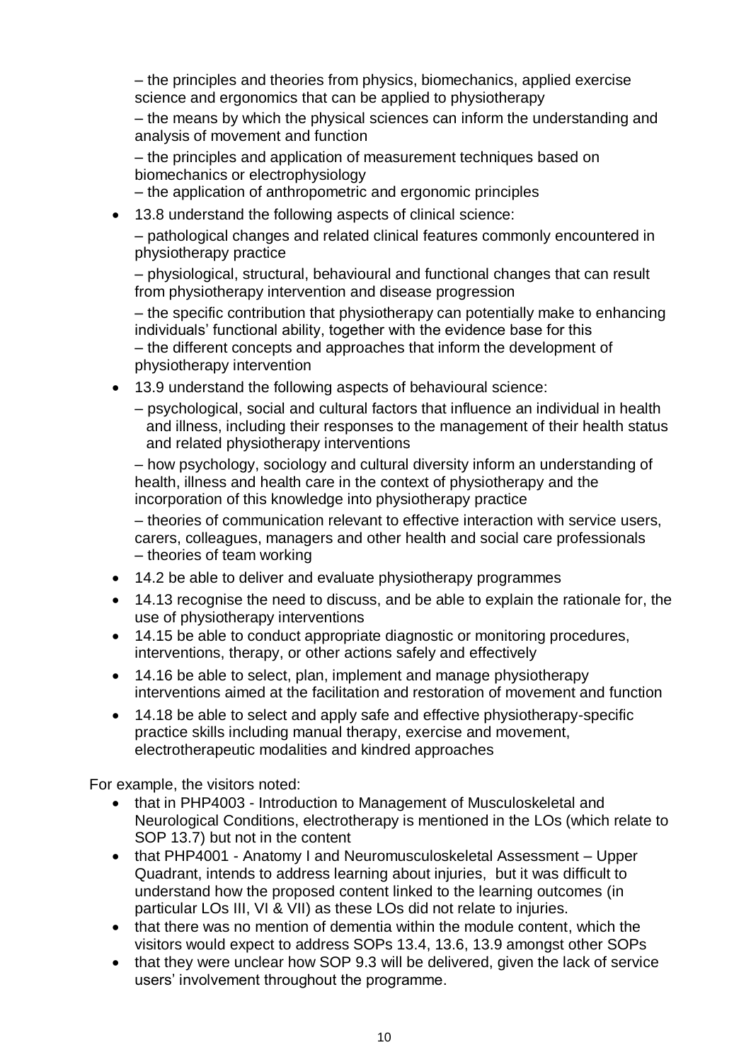– the principles and theories from physics, biomechanics, applied exercise science and ergonomics that can be applied to physiotherapy

– the means by which the physical sciences can inform the understanding and analysis of movement and function

– the principles and application of measurement techniques based on biomechanics or electrophysiology

– the application of anthropometric and ergonomic principles

- 13.8 understand the following aspects of clinical science:

  – pathological changes and related clinical features commonly encountered in physiotherapy practice

  – physiological, structural, behavioural and functional changes that can result from physiotherapy intervention and disease progression

  – the specific contribution that physiotherapy can potentially make to enhancing individuals' functional ability, together with the evidence base for this

  – the different concepts and approaches that inform the development of physiotherapy intervention

- 13.9 understand the following aspects of behavioural science:

  – psychological, social and cultural factors that influence an individual in health and illness, including their responses to the management of their health status and related physiotherapy interventions

  – how psychology, sociology and cultural diversity inform an understanding of health, illness and health care in the context of physiotherapy and the incorporation of this knowledge into physiotherapy practice

  – theories of communication relevant to effective interaction with service users, carers, colleagues, managers and other health and social care professionals

  – theories of team working

- 14.2 be able to deliver and evaluate physiotherapy programmes
- 14.13 recognise the need to discuss, and be able to explain the rationale for, the use of physiotherapy interventions
- 14.15 be able to conduct appropriate diagnostic or monitoring procedures, interventions, therapy, or other actions safely and effectively
- 14.16 be able to select, plan, implement and manage physiotherapy interventions aimed at the facilitation and restoration of movement and function
- 14.18 be able to select and apply safe and effective physiotherapy-specific practice skills including manual therapy, exercise and movement, electrotherapeutic modalities and kindred approaches

For example, the visitors noted:

- that in PHP4003 - Introduction to Management of Musculoskeletal and Neurological Conditions, electrotherapy is mentioned in the LOs (which relate to SOP 13.7) but not in the content
- that PHP4001 - Anatomy I and Neuromusculoskeletal Assessment – Upper Quadrant, intends to address learning about injuries, but it was difficult to understand how the proposed content linked to the learning outcomes (in particular LOs III, VI & VII) as these LOs did not relate to injuries.
- that there was no mention of dementia within the module content, which the visitors would expect to address SOPs 13.4, 13.6, 13.9 amongst other SOPs
- that they were unclear how SOP 9.3 will be delivered, given the lack of service users' involvement throughout the programme.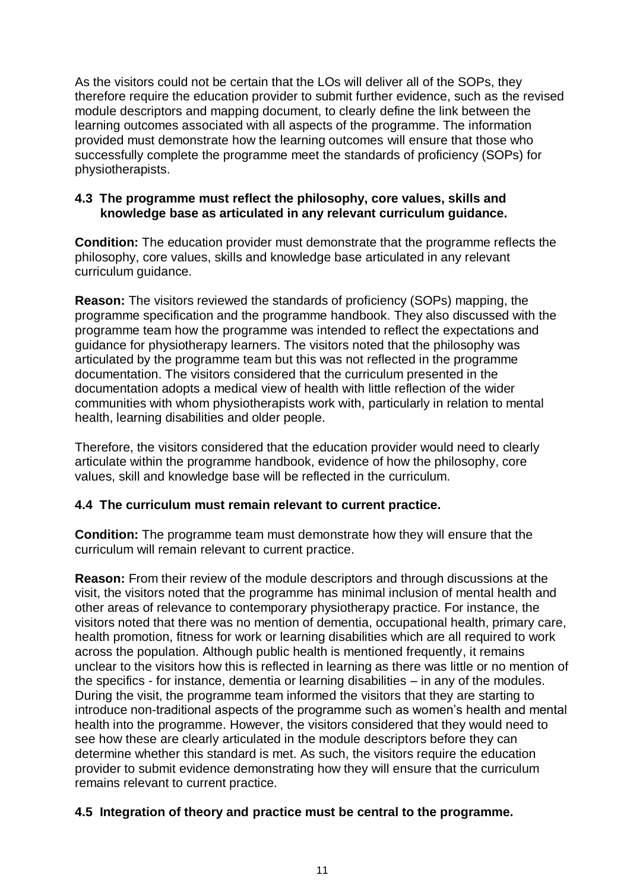As the visitors could not be certain that the LOs will deliver all of the SOPs, they therefore require the education provider to submit further evidence, such as the revised module descriptors and mapping document, to clearly define the link between the learning outcomes associated with all aspects of the programme. The information provided must demonstrate how the learning outcomes will ensure that those who successfully complete the programme meet the standards of proficiency (SOPs) for physiotherapists.

**4.3 The programme must reflect the philosophy, core values, skills and knowledge base as articulated in any relevant curriculum guidance.**

**Condition:** The education provider must demonstrate that the programme reflects the philosophy, core values, skills and knowledge base articulated in any relevant curriculum guidance.

**Reason:** The visitors reviewed the standards of proficiency (SOPs) mapping, the programme specification and the programme handbook. They also discussed with the programme team how the programme was intended to reflect the expectations and guidance for physiotherapy learners. The visitors noted that the philosophy was articulated by the programme team but this was not reflected in the programme documentation. The visitors considered that the curriculum presented in the documentation adopts a medical view of health with little reflection of the wider communities with whom physiotherapists work with, particularly in relation to mental health, learning disabilities and older people.

Therefore, the visitors considered that the education provider would need to clearly articulate within the programme handbook, evidence of how the philosophy, core values, skill and knowledge base will be reflected in the curriculum.

**4.4 The curriculum must remain relevant to current practice.**

**Condition:** The programme team must demonstrate how they will ensure that the curriculum will remain relevant to current practice.

**Reason:** From their review of the module descriptors and through discussions at the visit, the visitors noted that the programme has minimal inclusion of mental health and other areas of relevance to contemporary physiotherapy practice. For instance, the visitors noted that there was no mention of dementia, occupational health, primary care, health promotion, fitness for work or learning disabilities which are all required to work across the population. Although public health is mentioned frequently, it remains unclear to the visitors how this is reflected in learning as there was little or no mention of the specifics - for instance, dementia or learning disabilities – in any of the modules. During the visit, the programme team informed the visitors that they are starting to introduce non-traditional aspects of the programme such as women's health and mental health into the programme. However, the visitors considered that they would need to see how these are clearly articulated in the module descriptors before they can determine whether this standard is met. As such, the visitors require the education provider to submit evidence demonstrating how they will ensure that the curriculum remains relevant to current practice.

**4.5 Integration of theory and practice must be central to the programme.**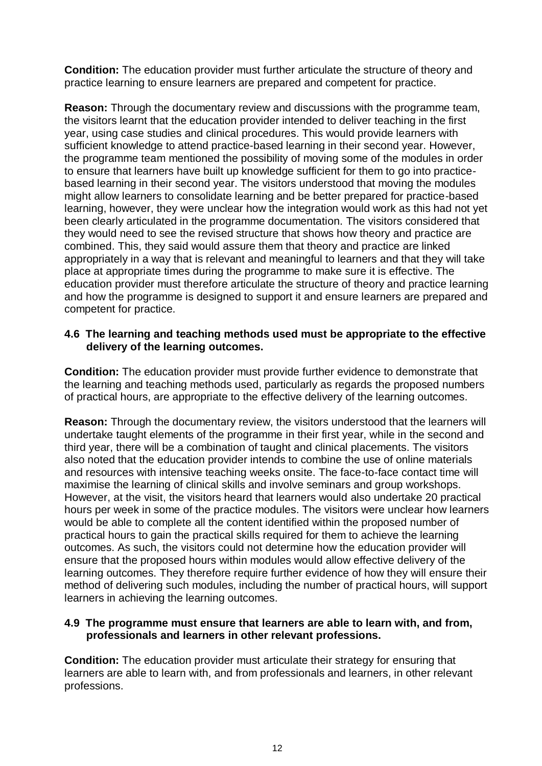**Condition:** The education provider must further articulate the structure of theory and practice learning to ensure learners are prepared and competent for practice.

**Reason:** Through the documentary review and discussions with the programme team, the visitors learnt that the education provider intended to deliver teaching in the first year, using case studies and clinical procedures. This would provide learners with sufficient knowledge to attend practice-based learning in their second year. However, the programme team mentioned the possibility of moving some of the modules in order to ensure that learners have built up knowledge sufficient for them to go into practice-based learning in their second year. The visitors understood that moving the modules might allow learners to consolidate learning and be better prepared for practice-based learning, however, they were unclear how the integration would work as this had not yet been clearly articulated in the programme documentation. The visitors considered that they would need to see the revised structure that shows how theory and practice are combined. This, they said would assure them that theory and practice are linked appropriately in a way that is relevant and meaningful to learners and that they will take place at appropriate times during the programme to make sure it is effective. The education provider must therefore articulate the structure of theory and practice learning and how the programme is designed to support it and ensure learners are prepared and competent for practice.

**4.6 The learning and teaching methods used must be appropriate to the effective delivery of the learning outcomes.**

**Condition:** The education provider must provide further evidence to demonstrate that the learning and teaching methods used, particularly as regards the proposed numbers of practical hours, are appropriate to the effective delivery of the learning outcomes.

**Reason:** Through the documentary review, the visitors understood that the learners will undertake taught elements of the programme in their first year, while in the second and third year, there will be a combination of taught and clinical placements. The visitors also noted that the education provider intends to combine the use of online materials and resources with intensive teaching weeks onsite. The face-to-face contact time will maximise the learning of clinical skills and involve seminars and group workshops. However, at the visit, the visitors heard that learners would also undertake 20 practical hours per week in some of the practice modules. The visitors were unclear how learners would be able to complete all the content identified within the proposed number of practical hours to gain the practical skills required for them to achieve the learning outcomes. As such, the visitors could not determine how the education provider will ensure that the proposed hours within modules would allow effective delivery of the learning outcomes. They therefore require further evidence of how they will ensure their method of delivering such modules, including the number of practical hours, will support learners in achieving the learning outcomes.

**4.9 The programme must ensure that learners are able to learn with, and from, professionals and learners in other relevant professions.**

**Condition:** The education provider must articulate their strategy for ensuring that learners are able to learn with, and from professionals and learners, in other relevant professions.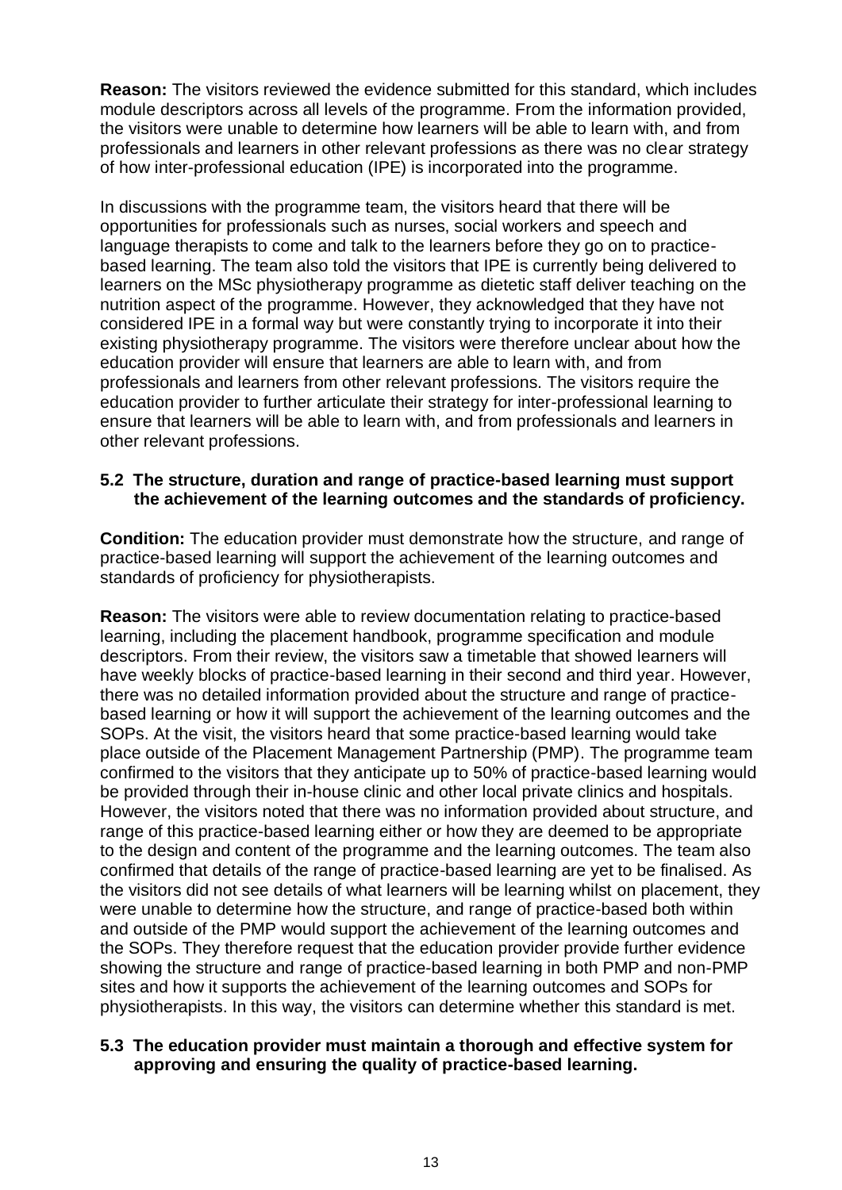**Reason:** The visitors reviewed the evidence submitted for this standard, which includes module descriptors across all levels of the programme. From the information provided, the visitors were unable to determine how learners will be able to learn with, and from professionals and learners in other relevant professions as there was no clear strategy of how inter-professional education (IPE) is incorporated into the programme.

In discussions with the programme team, the visitors heard that there will be opportunities for professionals such as nurses, social workers and speech and language therapists to come and talk to the learners before they go on to practice-based learning. The team also told the visitors that IPE is currently being delivered to learners on the MSc physiotherapy programme as dietetic staff deliver teaching on the nutrition aspect of the programme. However, they acknowledged that they have not considered IPE in a formal way but were constantly trying to incorporate it into their existing physiotherapy programme. The visitors were therefore unclear about how the education provider will ensure that learners are able to learn with, and from professionals and learners from other relevant professions. The visitors require the education provider to further articulate their strategy for inter-professional learning to ensure that learners will be able to learn with, and from professionals and learners in other relevant professions.

**5.2 The structure, duration and range of practice-based learning must support the achievement of the learning outcomes and the standards of proficiency.**

**Condition:** The education provider must demonstrate how the structure, and range of practice-based learning will support the achievement of the learning outcomes and standards of proficiency for physiotherapists.

**Reason:** The visitors were able to review documentation relating to practice-based learning, including the placement handbook, programme specification and module descriptors. From their review, the visitors saw a timetable that showed learners will have weekly blocks of practice-based learning in their second and third year. However, there was no detailed information provided about the structure and range of practice-based learning or how it will support the achievement of the learning outcomes and the SOPs. At the visit, the visitors heard that some practice-based learning would take place outside of the Placement Management Partnership (PMP). The programme team confirmed to the visitors that they anticipate up to 50% of practice-based learning would be provided through their in-house clinic and other local private clinics and hospitals. However, the visitors noted that there was no information provided about structure, and range of this practice-based learning either or how they are deemed to be appropriate to the design and content of the programme and the learning outcomes. The team also confirmed that details of the range of practice-based learning are yet to be finalised. As the visitors did not see details of what learners will be learning whilst on placement, they were unable to determine how the structure, and range of practice-based both within and outside of the PMP would support the achievement of the learning outcomes and the SOPs. They therefore request that the education provider provide further evidence showing the structure and range of practice-based learning in both PMP and non-PMP sites and how it supports the achievement of the learning outcomes and SOPs for physiotherapists. In this way, the visitors can determine whether this standard is met.

**5.3 The education provider must maintain a thorough and effective system for approving and ensuring the quality of practice-based learning.**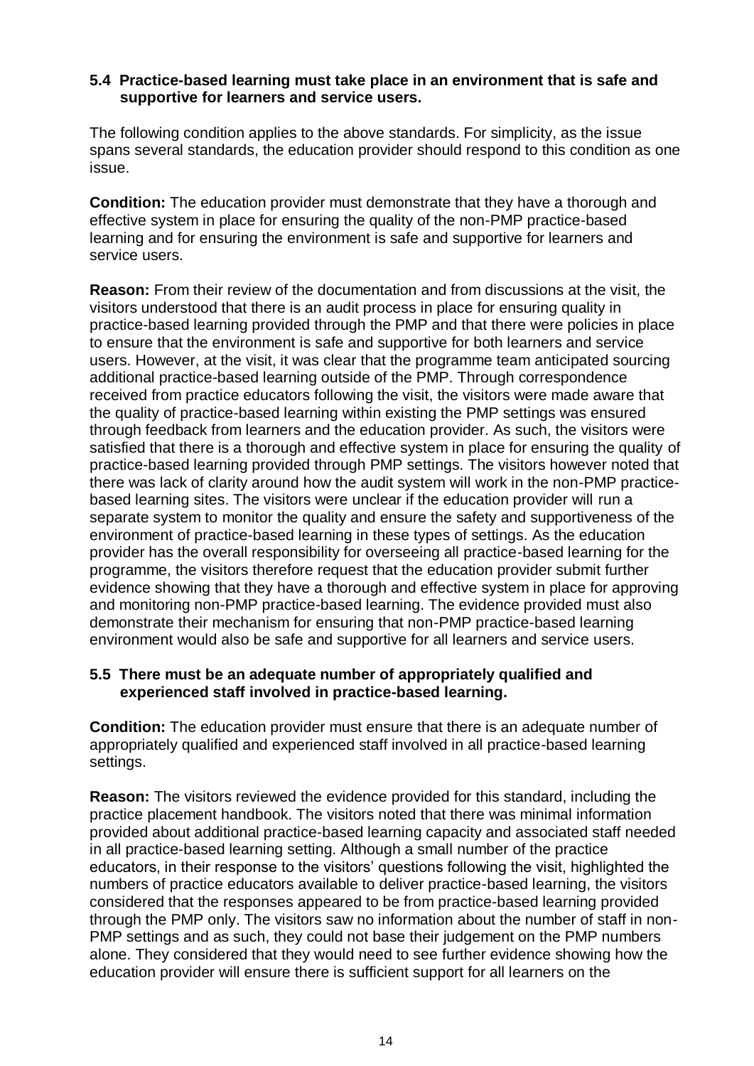**5.4 Practice-based learning must take place in an environment that is safe and supportive for learners and service users.**

The following condition applies to the above standards. For simplicity, as the issue spans several standards, the education provider should respond to this condition as one issue.

**Condition:** The education provider must demonstrate that they have a thorough and effective system in place for ensuring the quality of the non-PMP practice-based learning and for ensuring the environment is safe and supportive for learners and service users.

**Reason:** From their review of the documentation and from discussions at the visit, the visitors understood that there is an audit process in place for ensuring quality in practice-based learning provided through the PMP and that there were policies in place to ensure that the environment is safe and supportive for both learners and service users. However, at the visit, it was clear that the programme team anticipated sourcing additional practice-based learning outside of the PMP. Through correspondence received from practice educators following the visit, the visitors were made aware that the quality of practice-based learning within existing the PMP settings was ensured through feedback from learners and the education provider. As such, the visitors were satisfied that there is a thorough and effective system in place for ensuring the quality of practice-based learning provided through PMP settings. The visitors however noted that there was lack of clarity around how the audit system will work in the non-PMP practice-based learning sites. The visitors were unclear if the education provider will run a separate system to monitor the quality and ensure the safety and supportiveness of the environment of practice-based learning in these types of settings. As the education provider has the overall responsibility for overseeing all practice-based learning for the programme, the visitors therefore request that the education provider submit further evidence showing that they have a thorough and effective system in place for approving and monitoring non-PMP practice-based learning. The evidence provided must also demonstrate their mechanism for ensuring that non-PMP practice-based learning environment would also be safe and supportive for all learners and service users.

**5.5 There must be an adequate number of appropriately qualified and experienced staff involved in practice-based learning.**

**Condition:** The education provider must ensure that there is an adequate number of appropriately qualified and experienced staff involved in all practice-based learning settings.

**Reason:** The visitors reviewed the evidence provided for this standard, including the practice placement handbook. The visitors noted that there was minimal information provided about additional practice-based learning capacity and associated staff needed in all practice-based learning setting. Although a small number of the practice educators, in their response to the visitors' questions following the visit, highlighted the numbers of practice educators available to deliver practice-based learning, the visitors considered that the responses appeared to be from practice-based learning provided through the PMP only. The visitors saw no information about the number of staff in non-PMP settings and as such, they could not base their judgement on the PMP numbers alone. They considered that they would need to see further evidence showing how the education provider will ensure there is sufficient support for all learners on the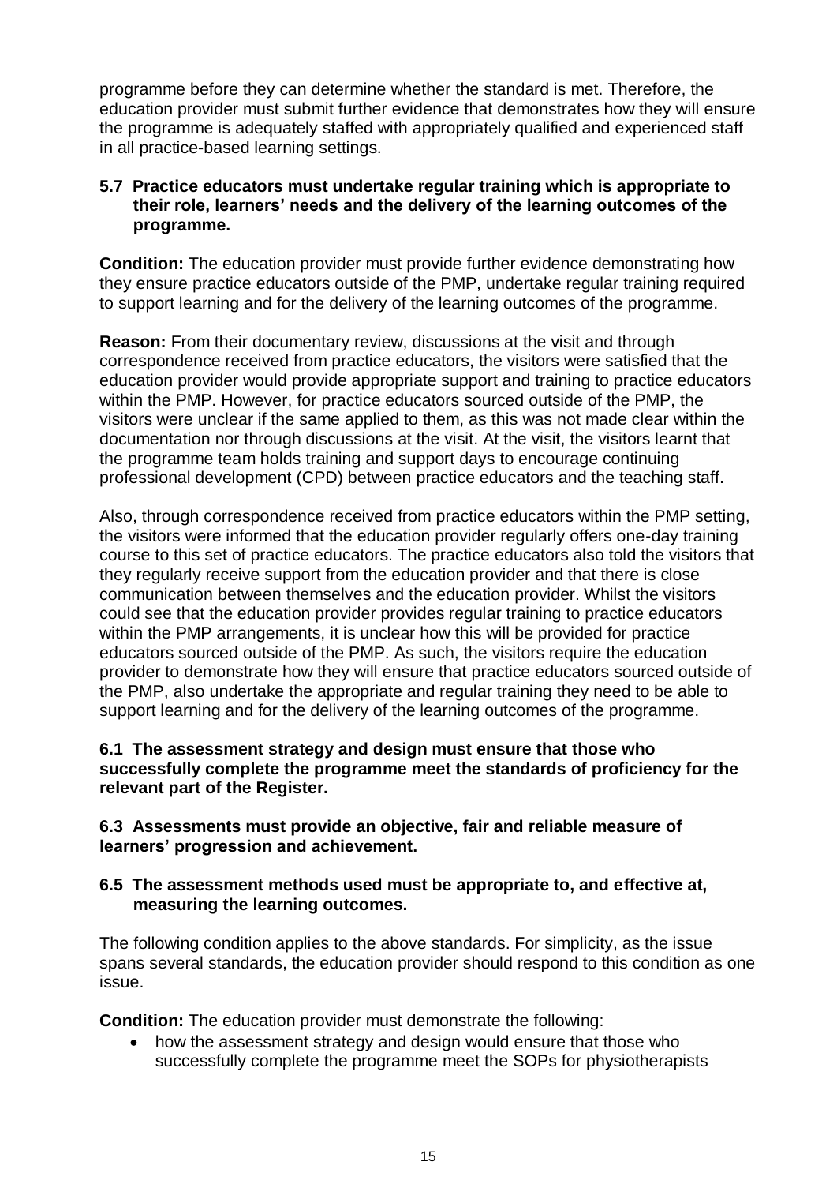programme before they can determine whether the standard is met. Therefore, the education provider must submit further evidence that demonstrates how they will ensure the programme is adequately staffed with appropriately qualified and experienced staff in all practice-based learning settings.

**5.7 Practice educators must undertake regular training which is appropriate to their role, learners' needs and the delivery of the learning outcomes of the programme.**

**Condition:** The education provider must provide further evidence demonstrating how they ensure practice educators outside of the PMP, undertake regular training required to support learning and for the delivery of the learning outcomes of the programme.

**Reason:** From their documentary review, discussions at the visit and through correspondence received from practice educators, the visitors were satisfied that the education provider would provide appropriate support and training to practice educators within the PMP. However, for practice educators sourced outside of the PMP, the visitors were unclear if the same applied to them, as this was not made clear within the documentation nor through discussions at the visit. At the visit, the visitors learnt that the programme team holds training and support days to encourage continuing professional development (CPD) between practice educators and the teaching staff.

Also, through correspondence received from practice educators within the PMP setting, the visitors were informed that the education provider regularly offers one-day training course to this set of practice educators. The practice educators also told the visitors that they regularly receive support from the education provider and that there is close communication between themselves and the education provider. Whilst the visitors could see that the education provider provides regular training to practice educators within the PMP arrangements, it is unclear how this will be provided for practice educators sourced outside of the PMP. As such, the visitors require the education provider to demonstrate how they will ensure that practice educators sourced outside of the PMP, also undertake the appropriate and regular training they need to be able to support learning and for the delivery of the learning outcomes of the programme.

**6.1 The assessment strategy and design must ensure that those who successfully complete the programme meet the standards of proficiency for the relevant part of the Register.**

**6.3 Assessments must provide an objective, fair and reliable measure of learners' progression and achievement.**

**6.5 The assessment methods used must be appropriate to, and effective at, measuring the learning outcomes.**

The following condition applies to the above standards. For simplicity, as the issue spans several standards, the education provider should respond to this condition as one issue.

**Condition:** The education provider must demonstrate the following:

- how the assessment strategy and design would ensure that those who successfully complete the programme meet the SOPs for physiotherapists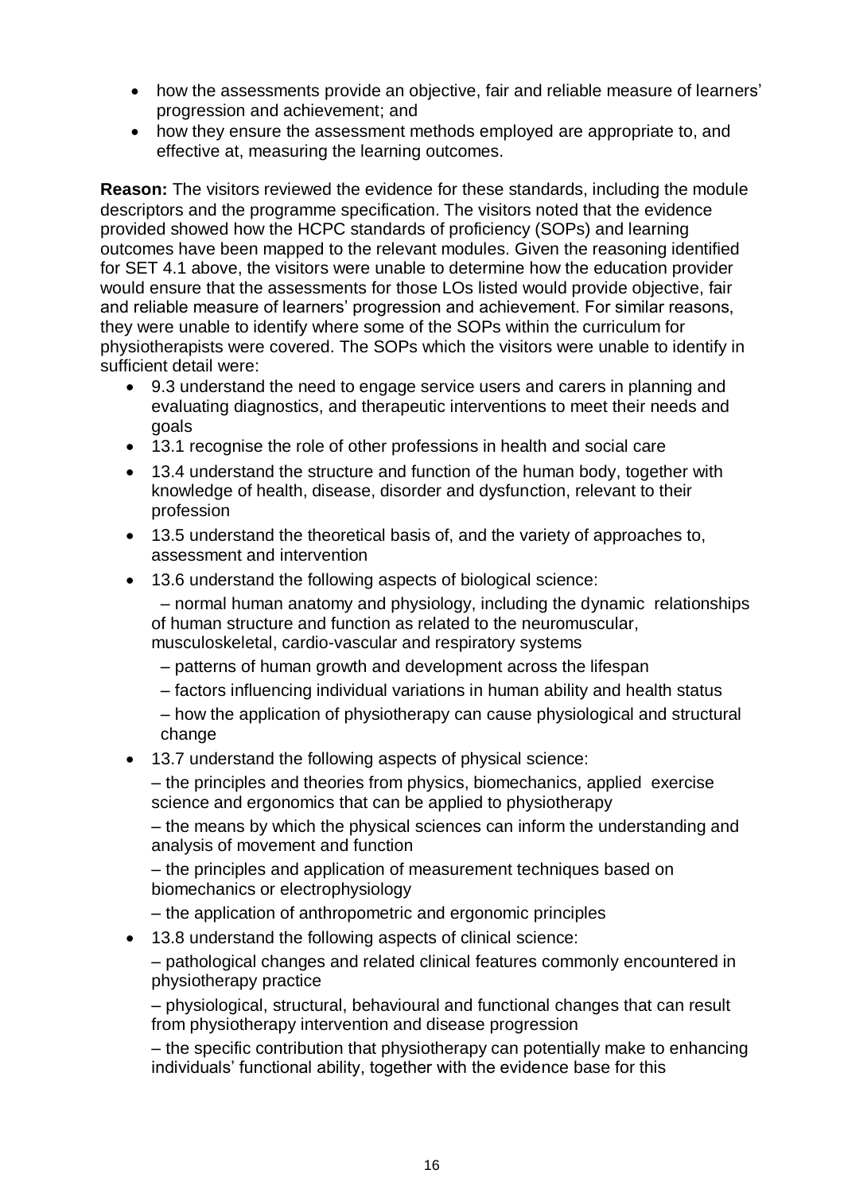- how the assessments provide an objective, fair and reliable measure of learners' progression and achievement; and
- how they ensure the assessment methods employed are appropriate to, and effective at, measuring the learning outcomes.

**Reason:** The visitors reviewed the evidence for these standards, including the module descriptors and the programme specification. The visitors noted that the evidence provided showed how the HCPC standards of proficiency (SOPs) and learning outcomes have been mapped to the relevant modules. Given the reasoning identified for SET 4.1 above, the visitors were unable to determine how the education provider would ensure that the assessments for those LOs listed would provide objective, fair and reliable measure of learners' progression and achievement. For similar reasons, they were unable to identify where some of the SOPs within the curriculum for physiotherapists were covered. The SOPs which the visitors were unable to identify in sufficient detail were:

- 9.3 understand the need to engage service users and carers in planning and evaluating diagnostics, and therapeutic interventions to meet their needs and goals
- 13.1 recognise the role of other professions in health and social care
- 13.4 understand the structure and function of the human body, together with knowledge of health, disease, disorder and dysfunction, relevant to their profession
- 13.5 understand the theoretical basis of, and the variety of approaches to, assessment and intervention
- 13.6 understand the following aspects of biological science:

  – normal human anatomy and physiology, including the dynamic relationships of human structure and function as related to the neuromuscular, musculoskeletal, cardio-vascular and respiratory systems

  – patterns of human growth and development across the lifespan

  – factors influencing individual variations in human ability and health status

  – how the application of physiotherapy can cause physiological and structural change
- 13.7 understand the following aspects of physical science:

  – the principles and theories from physics, biomechanics, applied exercise science and ergonomics that can be applied to physiotherapy

  – the means by which the physical sciences can inform the understanding and analysis of movement and function

  – the principles and application of measurement techniques based on biomechanics or electrophysiology

  – the application of anthropometric and ergonomic principles
- 13.8 understand the following aspects of clinical science:

  – pathological changes and related clinical features commonly encountered in physiotherapy practice

  – physiological, structural, behavioural and functional changes that can result from physiotherapy intervention and disease progression

  – the specific contribution that physiotherapy can potentially make to enhancing individuals' functional ability, together with the evidence base for this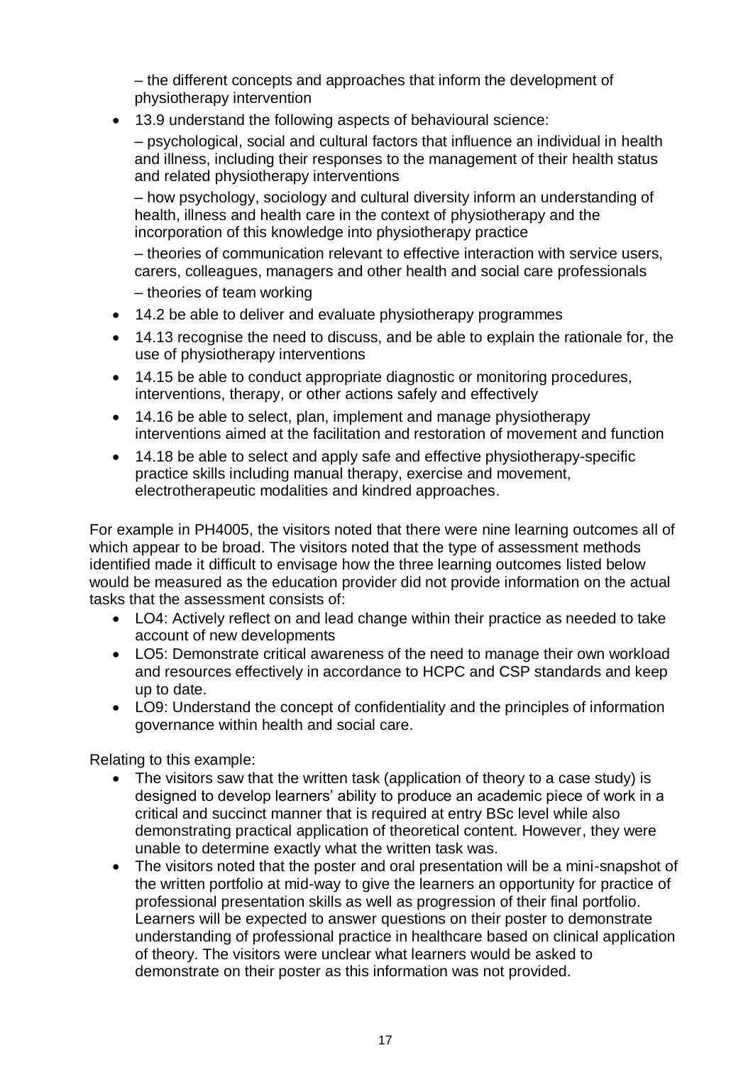– the different concepts and approaches that inform the development of physiotherapy intervention

- 13.9 understand the following aspects of behavioural science:

  – psychological, social and cultural factors that influence an individual in health and illness, including their responses to the management of their health status and related physiotherapy interventions

  – how psychology, sociology and cultural diversity inform an understanding of health, illness and health care in the context of physiotherapy and the incorporation of this knowledge into physiotherapy practice

  – theories of communication relevant to effective interaction with service users, carers, colleagues, managers and other health and social care professionals

  – theories of team working
- 14.2 be able to deliver and evaluate physiotherapy programmes
- 14.13 recognise the need to discuss, and be able to explain the rationale for, the use of physiotherapy interventions
- 14.15 be able to conduct appropriate diagnostic or monitoring procedures, interventions, therapy, or other actions safely and effectively
- 14.16 be able to select, plan, implement and manage physiotherapy interventions aimed at the facilitation and restoration of movement and function
- 14.18 be able to select and apply safe and effective physiotherapy-specific practice skills including manual therapy, exercise and movement, electrotherapeutic modalities and kindred approaches.

For example in PH4005, the visitors noted that there were nine learning outcomes all of which appear to be broad. The visitors noted that the type of assessment methods identified made it difficult to envisage how the three learning outcomes listed below would be measured as the education provider did not provide information on the actual tasks that the assessment consists of:

- LO4: Actively reflect on and lead change within their practice as needed to take account of new developments
- LO5: Demonstrate critical awareness of the need to manage their own workload and resources effectively in accordance to HCPC and CSP standards and keep up to date.
- LO9: Understand the concept of confidentiality and the principles of information governance within health and social care.

Relating to this example:

- The visitors saw that the written task (application of theory to a case study) is designed to develop learners' ability to produce an academic piece of work in a critical and succinct manner that is required at entry BSc level while also demonstrating practical application of theoretical content. However, they were unable to determine exactly what the written task was.
- The visitors noted that the poster and oral presentation will be a mini-snapshot of the written portfolio at mid-way to give the learners an opportunity for practice of professional presentation skills as well as progression of their final portfolio. Learners will be expected to answer questions on their poster to demonstrate understanding of professional practice in healthcare based on clinical application of theory. The visitors were unclear what learners would be asked to demonstrate on their poster as this information was not provided.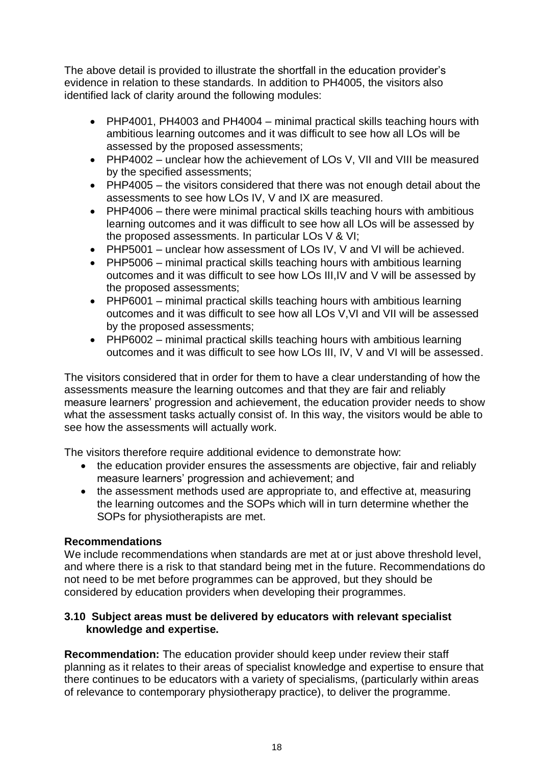The above detail is provided to illustrate the shortfall in the education provider's evidence in relation to these standards. In addition to PH4005, the visitors also identified lack of clarity around the following modules:

- PHP4001, PH4003 and PH4004 – minimal practical skills teaching hours with ambitious learning outcomes and it was difficult to see how all LOs will be assessed by the proposed assessments;
- PHP4002 – unclear how the achievement of LOs V, VII and VIII be measured by the specified assessments;
- PHP4005 – the visitors considered that there was not enough detail about the assessments to see how LOs IV, V and IX are measured.
- PHP4006 – there were minimal practical skills teaching hours with ambitious learning outcomes and it was difficult to see how all LOs will be assessed by the proposed assessments. In particular LOs V & VI;
- PHP5001 – unclear how assessment of LOs IV, V and VI will be achieved.
- PHP5006 – minimal practical skills teaching hours with ambitious learning outcomes and it was difficult to see how LOs III,IV and V will be assessed by the proposed assessments;
- PHP6001 – minimal practical skills teaching hours with ambitious learning outcomes and it was difficult to see how all LOs V,VI and VII will be assessed by the proposed assessments;
- PHP6002 – minimal practical skills teaching hours with ambitious learning outcomes and it was difficult to see how LOs III, IV, V and VI will be assessed.

The visitors considered that in order for them to have a clear understanding of how the assessments measure the learning outcomes and that they are fair and reliably measure learners' progression and achievement, the education provider needs to show what the assessment tasks actually consist of. In this way, the visitors would be able to see how the assessments will actually work.

The visitors therefore require additional evidence to demonstrate how:

- the education provider ensures the assessments are objective, fair and reliably measure learners' progression and achievement; and
- the assessment methods used are appropriate to, and effective at, measuring the learning outcomes and the SOPs which will in turn determine whether the SOPs for physiotherapists are met.

**Recommendations**

We include recommendations when standards are met at or just above threshold level, and where there is a risk to that standard being met in the future. Recommendations do not need to be met before programmes can be approved, but they should be considered by education providers when developing their programmes.

**3.10 Subject areas must be delivered by educators with relevant specialist knowledge and expertise.**

**Recommendation:** The education provider should keep under review their staff planning as it relates to their areas of specialist knowledge and expertise to ensure that there continues to be educators with a variety of specialisms, (particularly within areas of relevance to contemporary physiotherapy practice), to deliver the programme.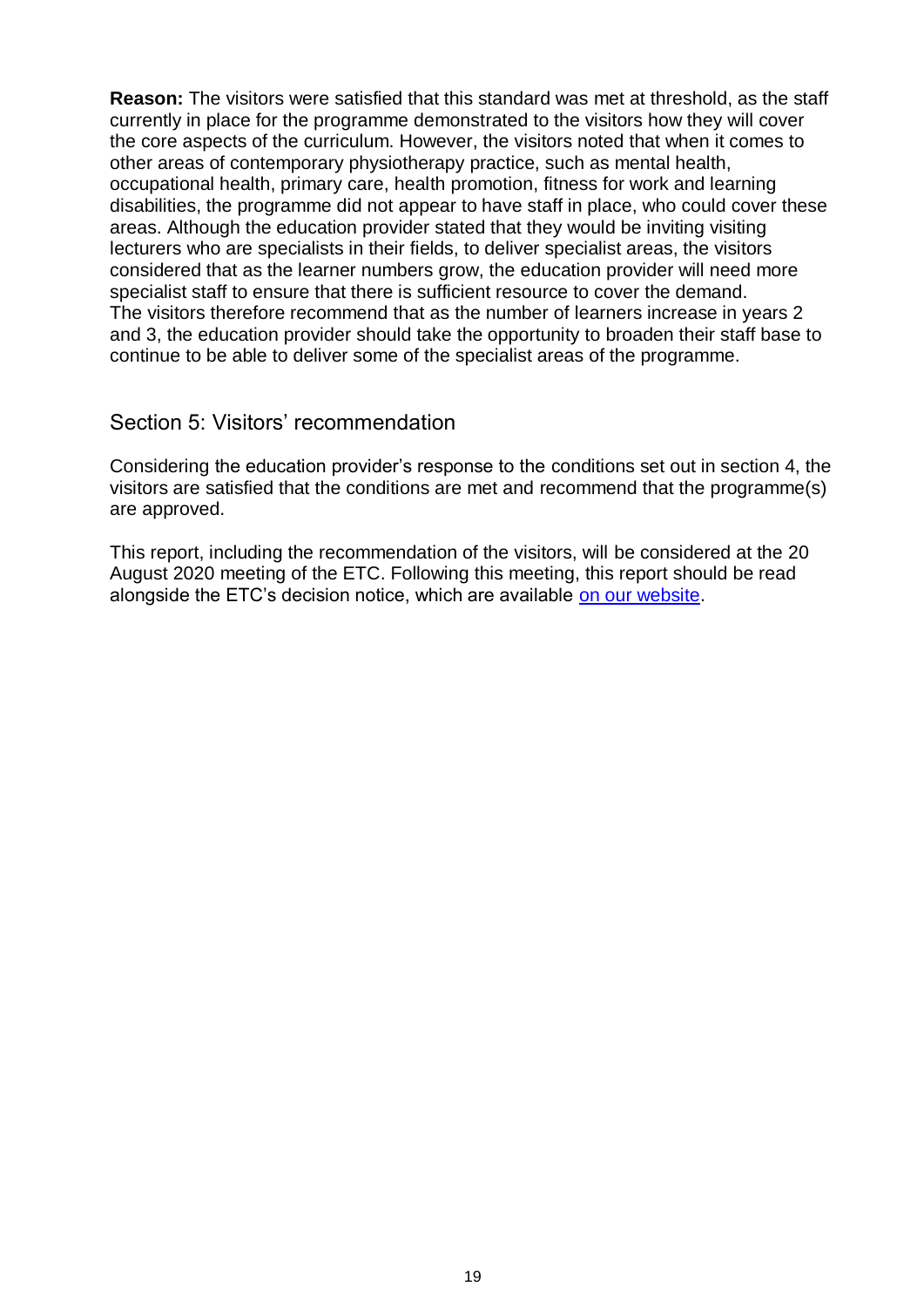**Reason:** The visitors were satisfied that this standard was met at threshold, as the staff currently in place for the programme demonstrated to the visitors how they will cover the core aspects of the curriculum. However, the visitors noted that when it comes to other areas of contemporary physiotherapy practice, such as mental health, occupational health, primary care, health promotion, fitness for work and learning disabilities, the programme did not appear to have staff in place, who could cover these areas. Although the education provider stated that they would be inviting visiting lecturers who are specialists in their fields, to deliver specialist areas, the visitors considered that as the learner numbers grow, the education provider will need more specialist staff to ensure that there is sufficient resource to cover the demand. The visitors therefore recommend that as the number of learners increase in years 2 and 3, the education provider should take the opportunity to broaden their staff base to continue to be able to deliver some of the specialist areas of the programme.

## Section 5: Visitors' recommendation

Considering the education provider's response to the conditions set out in section 4, the visitors are satisfied that the conditions are met and recommend that the programme(s) are approved.

This report, including the recommendation of the visitors, will be considered at the 20 August 2020 meeting of the ETC. Following this meeting, this report should be read alongside the ETC's decision notice, which are available on our website.